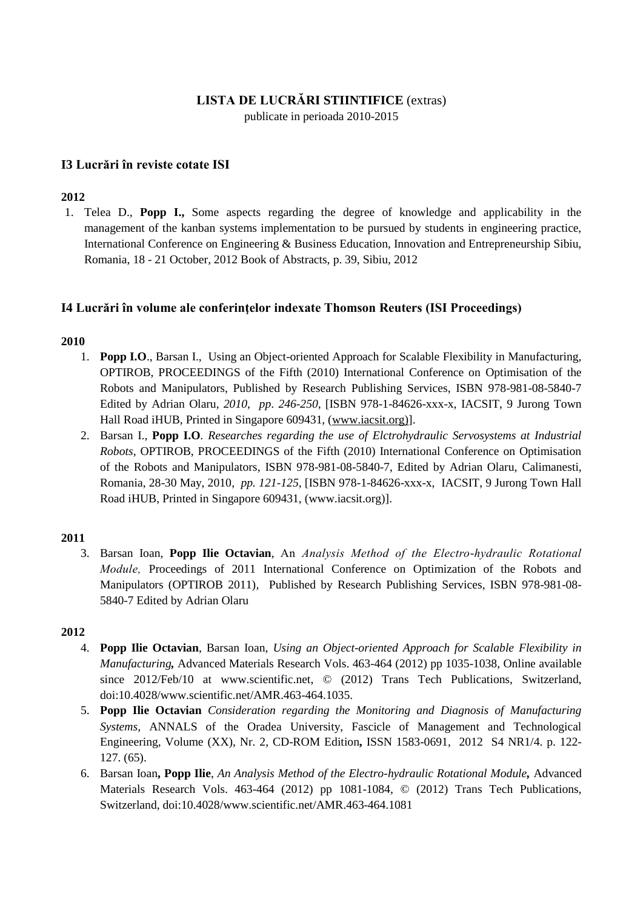**LISTA DE LUCRĂRI STIINTIFICE** (extras)
publicate in perioada 2010-2015

### I3 Lucrări în reviste cotate ISI

**2012**

1. Telea D., **Popp I.,** Some aspects regarding the degree of knowledge and applicability in the management of the kanban systems implementation to be pursued by students in engineering practice, International Conference on Engineering & Business Education, Innovation and Entrepreneurship Sibiu, Romania, 18 - 21 October, 2012 Book of Abstracts, p. 39, Sibiu, 2012

### I4 Lucrări în volume ale conferinţelor indexate Thomson Reuters (ISI Proceedings)

**2010**

1. **Popp I.O**., Barsan I., Using an Object-oriented Approach for Scalable Flexibility in Manufacturing, OPTIROB, PROCEEDINGS of the Fifth (2010) International Conference on Optimisation of the Robots and Manipulators, Published by Research Publishing Services, ISBN 978-981-08-5840-7 Edited by Adrian Olaru, *2010*, *pp. 246-250*, [ISBN 978-1-84626-xxx-x, IACSIT, 9 Jurong Town Hall Road iHUB, Printed in Singapore 609431, (www.iacsit.org)].
2. Barsan I., **Popp I.O**. *Researches regarding the use of Elctrohydraulic Servosystems at Industrial Robots*, OPTIROB, PROCEEDINGS of the Fifth (2010) International Conference on Optimisation of the Robots and Manipulators, ISBN 978-981-08-5840-7, Edited by Adrian Olaru, Calimanesti, Romania, 28-30 May, 2010, *pp. 121-125*, [ISBN 978-1-84626-xxx-x, IACSIT, 9 Jurong Town Hall Road iHUB, Printed in Singapore 609431, (www.iacsit.org)].

**2011**

3. Barsan Ioan, **Popp Ilie Octavian**, An *Analysis Method of the Electro-hydraulic Rotational Module,* Proceedings of 2011 International Conference on Optimization of the Robots and Manipulators (OPTIROB 2011), Published by Research Publishing Services, ISBN 978-981-08-5840-7 Edited by Adrian Olaru

**2012**

4. **Popp Ilie Octavian**, Barsan Ioan, *Using an Object-oriented Approach for Scalable Flexibility in Manufacturing***,** Advanced Materials Research Vols. 463-464 (2012) pp 1035-1038, Online available since 2012/Feb/10 at www.scientific.net, © (2012) Trans Tech Publications, Switzerland, doi:10.4028/www.scientific.net/AMR.463-464.1035.
5. **Popp Ilie Octavian** *Consideration regarding the Monitoring and Diagnosis of Manufacturing Systems*, ANNALS of the Oradea University, Fascicle of Management and Technological Engineering, Volume (XX), Nr. 2, CD-ROM Edition**,** ISSN 1583-0691, 2012 S4 NR1/4. p. 122-127. (65).
6. Barsan Ioan**, Popp Ilie**, *An Analysis Method of the Electro-hydraulic Rotational Module***,** Advanced Materials Research Vols. 463-464 (2012) pp 1081-1084, © (2012) Trans Tech Publications, Switzerland, doi:10.4028/www.scientific.net/AMR.463-464.1081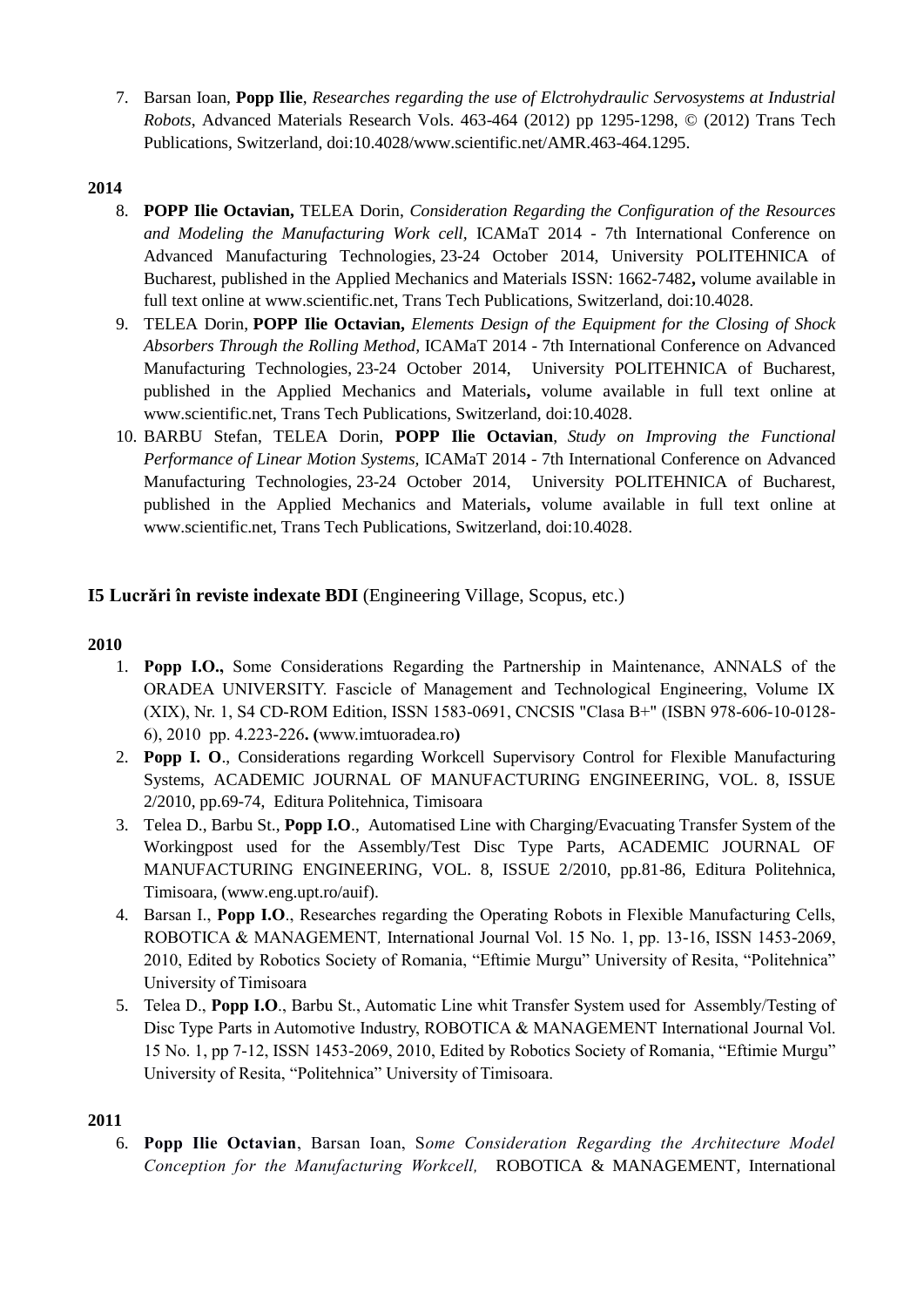7. Barsan Ioan, **Popp Ilie**, *Researches regarding the use of Elctrohydraulic Servosystems at Industrial Robots*, Advanced Materials Research Vols. 463-464 (2012) pp 1295-1298, © (2012) Trans Tech Publications, Switzerland, doi:10.4028/www.scientific.net/AMR.463-464.1295.

**2014**

8. **POPP Ilie Octavian,** TELEA Dorin, *Consideration Regarding the Configuration of the Resources and Modeling the Manufacturing Work cell,* ICAMaT 2014 - 7th International Conference on Advanced Manufacturing Technologies, 23-24 October 2014, University POLITEHNICA of Bucharest, published in the Applied Mechanics and Materials ISSN: 1662-7482**,** volume available in full text online at www.scientific.net, Trans Tech Publications, Switzerland, doi:10.4028.
9. TELEA Dorin, **POPP Ilie Octavian,** *Elements Design of the Equipment for the Closing of Shock Absorbers Through the Rolling Method,* ICAMaT 2014 - 7th International Conference on Advanced Manufacturing Technologies, 23-24 October 2014, University POLITEHNICA of Bucharest, published in the Applied Mechanics and Materials**,** volume available in full text online at www.scientific.net, Trans Tech Publications, Switzerland, doi:10.4028.
10. BARBU Stefan, TELEA Dorin, **POPP Ilie Octavian**, *Study on Improving the Functional Performance of Linear Motion Systems,* ICAMaT 2014 - 7th International Conference on Advanced Manufacturing Technologies, 23-24 October 2014, University POLITEHNICA of Bucharest, published in the Applied Mechanics and Materials**,** volume available in full text online at www.scientific.net, Trans Tech Publications, Switzerland, doi:10.4028.

## I5 Lucrări în reviste indexate BDI (Engineering Village, Scopus, etc.)

**2010**

1. **Popp I.O.,** Some Considerations Regarding the Partnership in Maintenance, ANNALS of the ORADEA UNIVERSITY. Fascicle of Management and Technological Engineering, Volume IX (XIX), Nr. 1, S4 CD-ROM Edition, ISSN 1583-0691, CNCSIS "Clasa B+" (ISBN 978-606-10-0128-6), 2010 pp. 4.223-226**. (**www.imtuoradea.ro**)**
2. **Popp I. O**., Considerations regarding Workcell Supervisory Control for Flexible Manufacturing Systems, ACADEMIC JOURNAL OF MANUFACTURING ENGINEERING, VOL. 8, ISSUE 2/2010, pp.69-74, Editura Politehnica, Timisoara
3. Telea D., Barbu St., **Popp I.O**., Automatised Line with Charging/Evacuating Transfer System of the Workingpost used for the Assembly/Test Disc Type Parts, ACADEMIC JOURNAL OF MANUFACTURING ENGINEERING, VOL. 8, ISSUE 2/2010, pp.81-86, Editura Politehnica, Timisoara, (www.eng.upt.ro/auif).
4. Barsan I., **Popp I.O**., Researches regarding the Operating Robots in Flexible Manufacturing Cells, ROBOTICA & MANAGEMENT*,* International Journal Vol. 15 No. 1, pp. 13-16, ISSN 1453-2069, 2010, Edited by Robotics Society of Romania, "Eftimie Murgu" University of Resita, "Politehnica" University of Timisoara
5. Telea D., **Popp I.O**., Barbu St., Automatic Line whit Transfer System used for Assembly/Testing of Disc Type Parts in Automotive Industry, ROBOTICA & MANAGEMENT International Journal Vol. 15 No. 1, pp 7-12, ISSN 1453-2069, 2010, Edited by Robotics Society of Romania, "Eftimie Murgu" University of Resita, "Politehnica" University of Timisoara.

**2011**

6. **Popp Ilie Octavian**, Barsan Ioan, S*ome Consideration Regarding the Architecture Model Conception for the Manufacturing Workcell,* ROBOTICA & MANAGEMENT, International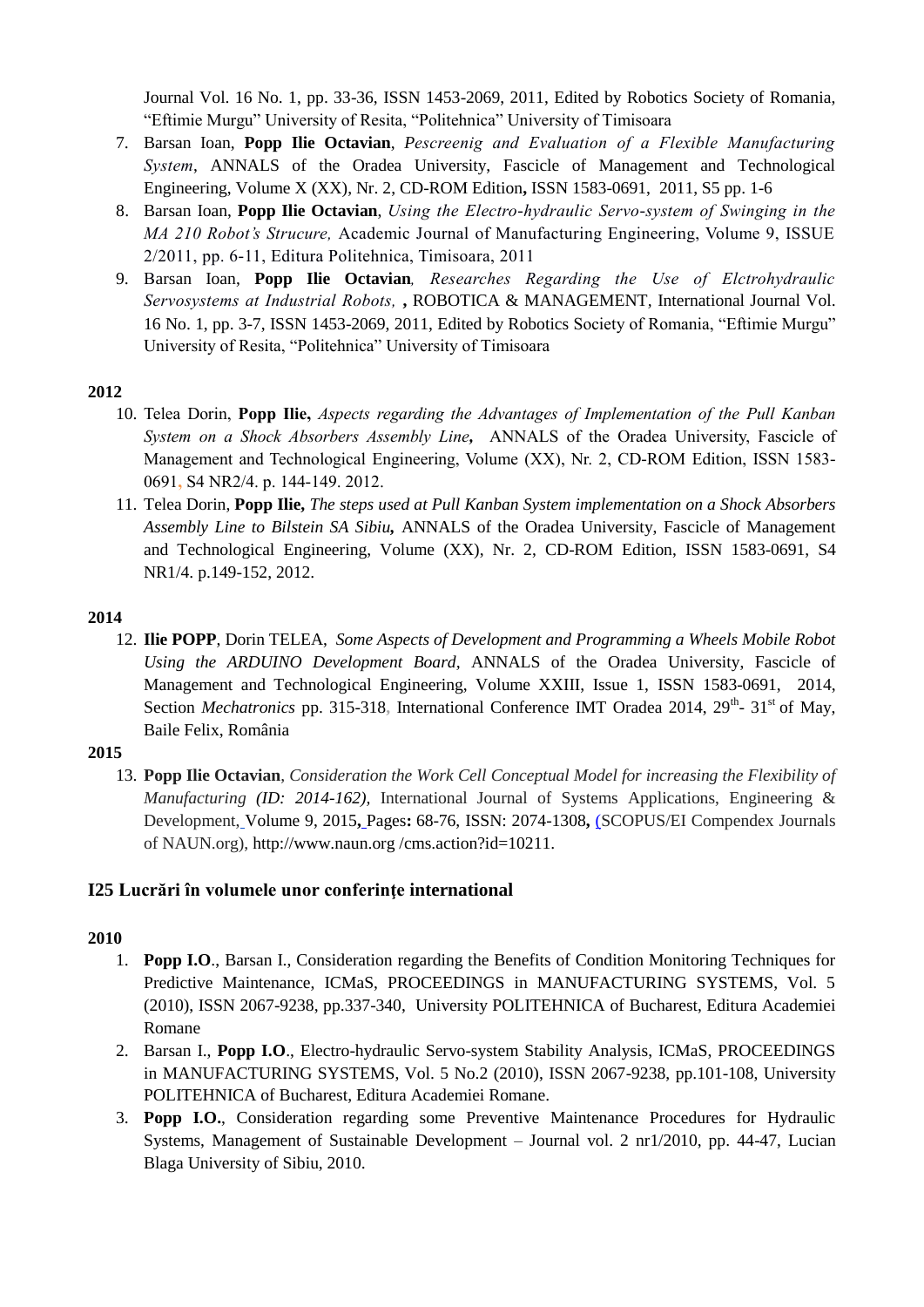Journal Vol. 16 No. 1, pp. 33-36, ISSN 1453-2069, 2011, Edited by Robotics Society of Romania, "Eftimie Murgu" University of Resita, "Politehnica" University of Timisoara

7. Barsan Ioan, **Popp Ilie Octavian**, *Pescreenig and Evaluation of a Flexible Manufacturing System*, ANNALS of the Oradea University, Fascicle of Management and Technological Engineering, Volume X (XX), Nr. 2, CD-ROM Edition**,** ISSN 1583-0691, 2011, S5 pp. 1-6
8. Barsan Ioan, **Popp Ilie Octavian**, *Using the Electro-hydraulic Servo-system of Swinging in the MA 210 Robot's Strucure,* Academic Journal of Manufacturing Engineering, Volume 9, ISSUE 2/2011, pp. 6-11, Editura Politehnica, Timisoara, 2011
9. Barsan Ioan, **Popp Ilie Octavian***, Researches Regarding the Use of Elctrohydraulic Servosystems at Industrial Robots,* **,** ROBOTICA & MANAGEMENT, International Journal Vol. 16 No. 1, pp. 3-7, ISSN 1453-2069, 2011, Edited by Robotics Society of Romania, "Eftimie Murgu" University of Resita, "Politehnica" University of Timisoara

**2012**

10. Telea Dorin, **Popp Ilie,** *Aspects regarding the Advantages of Implementation of the Pull Kanban System on a Shock Absorbers Assembly Line***,** ANNALS of the Oradea University, Fascicle of Management and Technological Engineering, Volume (XX), Nr. 2, CD-ROM Edition, ISSN 1583-0691, S4 NR2/4. p. 144-149. 2012.
11. Telea Dorin, **Popp Ilie,** *The steps used at Pull Kanban System implementation on a Shock Absorbers Assembly Line to Bilstein SA Sibiu***,** ANNALS of the Oradea University, Fascicle of Management and Technological Engineering, Volume (XX), Nr. 2, CD-ROM Edition, ISSN 1583-0691, S4 NR1/4. p.149-152, 2012.

**2014**

12. **Ilie POPP**, Dorin TELEA, *Some Aspects of Development and Programming a Wheels Mobile Robot Using the ARDUINO Development Board*, ANNALS of the Oradea University, Fascicle of Management and Technological Engineering, Volume XXIII, Issue 1, ISSN 1583-0691, 2014, Section *Mechatronics* pp. 315-318, International Conference IMT Oradea 2014, 29th- 31st of May, Baile Felix, România

**2015**

13. **Popp Ilie Octavian**, *Consideration the Work Cell Conceptual Model for increasing the Flexibility of Manufacturing (ID: 2014-162),* International Journal of Systems Applications, Engineering & Development, Volume 9, 2015**,** Pages**:** 68-76, ISSN: 2074-1308**,** (SCOPUS/EI Compendex Journals of NAUN.org), http://www.naun.org /cms.action?id=10211.

## I25 Lucrări în volumele unor conferințe international

**2010**

1. **Popp I.O**., Barsan I., Consideration regarding the Benefits of Condition Monitoring Techniques for Predictive Maintenance, ICMaS, PROCEEDINGS in MANUFACTURING SYSTEMS, Vol. 5 (2010), ISSN 2067-9238, pp.337-340, University POLITEHNICA of Bucharest, Editura Academiei Romane
2. Barsan I., **Popp I.O**., Electro-hydraulic Servo-system Stability Analysis, ICMaS, PROCEEDINGS in MANUFACTURING SYSTEMS, Vol. 5 No.2 (2010), ISSN 2067-9238, pp.101-108, University POLITEHNICA of Bucharest, Editura Academiei Romane.
3. **Popp I.O.**, Consideration regarding some Preventive Maintenance Procedures for Hydraulic Systems, Management of Sustainable Development – Journal vol. 2 nr1/2010, pp. 44-47, Lucian Blaga University of Sibiu, 2010.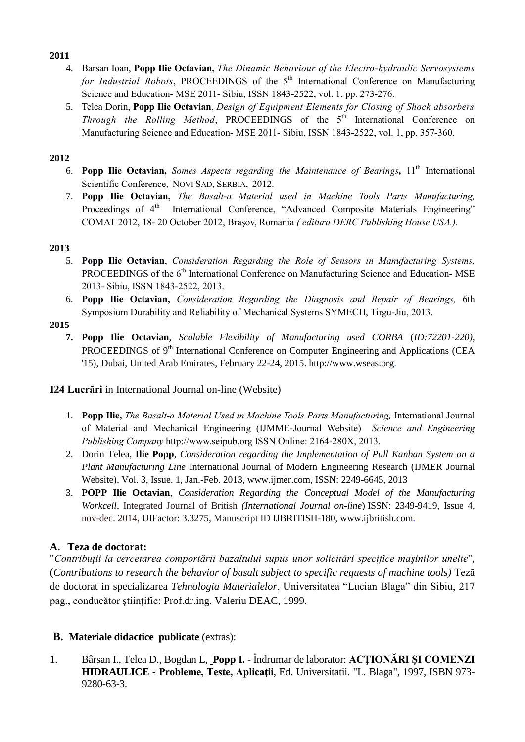**2011**

4. Barsan Ioan, **Popp Ilie Octavian,** *The Dinamic Behaviour of the Electro-hydraulic Servosystems for Industrial Robots*, PROCEEDINGS of the 5th International Conference on Manufacturing Science and Education- MSE 2011- Sibiu, ISSN 1843-2522, vol. 1, pp. 273-276.
5. Telea Dorin, **Popp Ilie Octavian**, *Design of Equipment Elements for Closing of Shock absorbers Through the Rolling Method*, PROCEEDINGS of the 5th International Conference on Manufacturing Science and Education- MSE 2011- Sibiu, ISSN 1843-2522, vol. 1, pp. 357-360.

**2012**

6. **Popp Ilie Octavian,** *Somes Aspects regarding the Maintenance of Bearings***,** 11th International Scientific Conference, NOVI SAD, SERBIA, 2012.
7. **Popp Ilie Octavian,** *The Basalt-a Material used in Machine Tools Parts Manufacturing,* Proceedings of 4th International Conference, "Advanced Composite Materials Engineering" COMAT 2012, 18- 20 October 2012, Braşov, Romania *( editura DERC Publishing House USA.).*

**2013**

5. **Popp Ilie Octavian**, *Consideration Regarding the Role of Sensors in Manufacturing Systems,* PROCEEDINGS of the 6th International Conference on Manufacturing Science and Education- MSE 2013- Sibiu, ISSN 1843-2522, 2013.
6. **Popp Ilie Octavian,** *Consideration Regarding the Diagnosis and Repair of Bearings,* 6th Symposium Durability and Reliability of Mechanical Systems SYMECH, Tirgu-Jiu, 2013.

**2015**

7. **Popp Ilie Octavian**, *Scalable Flexibility of Manufacturing used CORBA* (*ID:72201-220),* PROCEEDINGS of 9th International Conference on Computer Engineering and Applications (CEA '15), Dubai, United Arab Emirates, February 22-24, 2015. http://www.wseas.org.

**I24 Lucrări** in International Journal on-line (Website)

1. **Popp Ilie,** *The Basalt-a Material Used in Machine Tools Parts Manufacturing,* International Journal of Material and Mechanical Engineering (IJMME-Journal Website) *Science and Engineering Publishing Company* http://www.seipub.org ISSN Online: 2164-280X, 2013.
2. Dorin Telea, **Ilie Popp**, *Consideration regarding the Implementation of Pull Kanban System on a Plant Manufacturing Line* International Journal of Modern Engineering Research (IJMER Journal Website), Vol. 3, Issue. 1, Jan.-Feb. 2013, www.ijmer.com, ISSN: 2249-6645, 2013
3. **POPP Ilie Octavian**, *Consideration Regarding the Conceptual Model of the Manufacturing Workcell*, Integrated Journal of British *(International Journal on-line*) ISSN: 2349-9419, Issue 4, nov-dec. 2014, UIFactor: 3.3275, Manuscript ID IJBRITISH-180, www.ijbritish.com.

## A. Teza de doctorat:

"*Contribuţii la cercetarea comportării bazaltului supus unor solicitări specifice maşinilor unelte*", (*Contributions to research the behavior of basalt subject to specific requests of machine tools)* Teză de doctorat in specializarea *Tehnologia Materialelor*, Universitatea "Lucian Blaga" din Sibiu, 217 pag., conducător ştiinţific: Prof.dr.ing. Valeriu DEAC, 1999.

## B. Materiale didactice publicate (extras):

1. Bârsan I., Telea D., Bogdan L, **Popp I.** - Îndrumar de laborator: **ACŢIONĂRI ŞI COMENZI HIDRAULICE - Probleme, Teste, Aplicaţii**, Ed. Universitatii. "L. Blaga", 1997, ISBN 973-9280-63-3.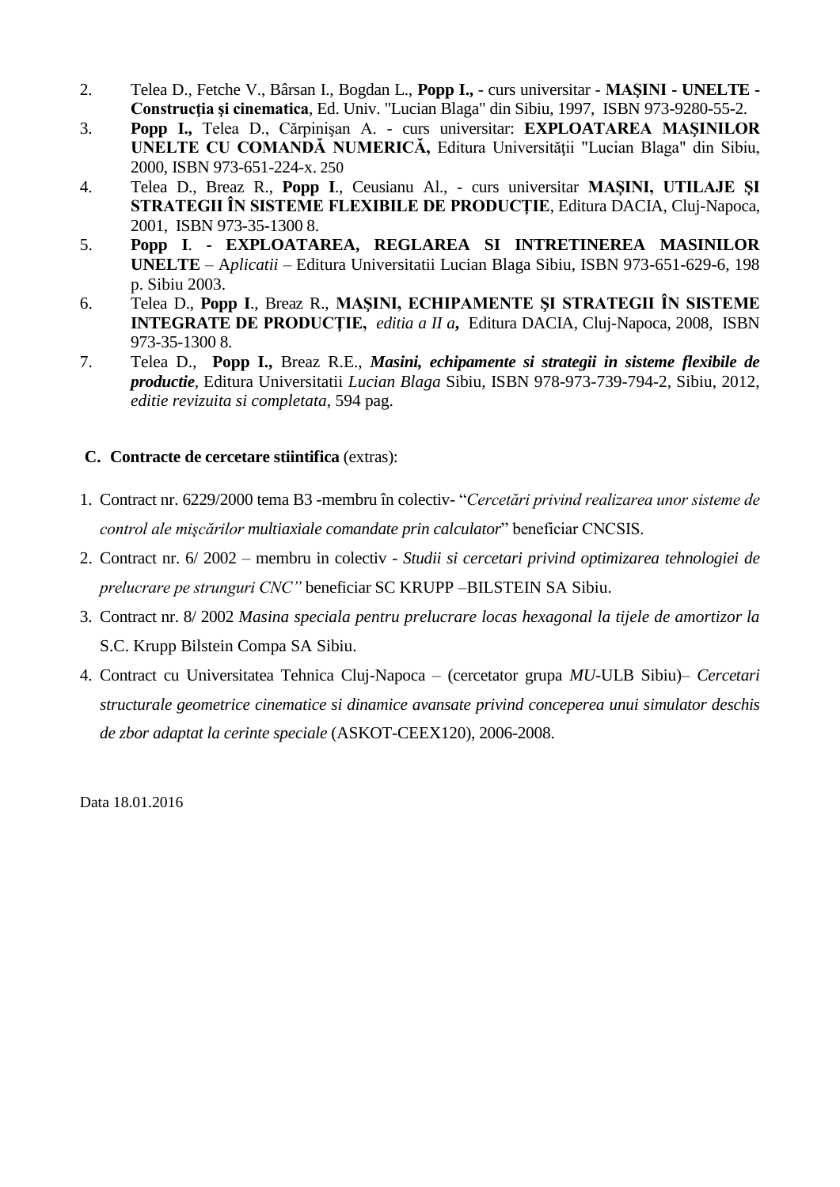2. Telea D., Fetche V., Bârsan I., Bogdan L., **Popp I.,** - curs universitar - **MAŞINI - UNELTE - Construcţia şi cinematica**, Ed. Univ. "Lucian Blaga" din Sibiu, 1997, ISBN 973-9280-55-2.
3. **Popp I.,** Telea D., Cărpinişan A. - curs universitar: **EXPLOATAREA MAŞINILOR UNELTE CU COMANDĂ NUMERICĂ,** Editura Universităţii "Lucian Blaga" din Sibiu, 2000, ISBN 973-651-224-x. 250
4. Telea D., Breaz R., **Popp I**., Ceusianu Al., - curs universitar **MAŞINI, UTILAJE ŞI STRATEGII ÎN SISTEME FLEXIBILE DE PRODUCŢIE**, Editura DACIA, Cluj-Napoca, 2001, ISBN 973-35-1300 8.
5. **Popp I**. **- EXPLOATAREA, REGLAREA SI INTRETINEREA MASINILOR UNELTE** – A*plicatii* – Editura Universitatii Lucian Blaga Sibiu, ISBN 973-651-629-6, 198 p. Sibiu 2003.
6. Telea D., **Popp I**., Breaz R., **MAŞINI, ECHIPAMENTE ŞI STRATEGII ÎN SISTEME INTEGRATE DE PRODUCŢIE,** *editia a II a***,** Editura DACIA, Cluj-Napoca, 2008, ISBN 973-35-1300 8.
7. Telea D., **Popp I.,** Breaz R.E., ***Masini, echipamente si strategii in sisteme flexibile de productie***, Editura Universitatii *Lucian Blaga* Sibiu, ISBN 978-973-739-794-2, Sibiu, 2012, *editie revizuita si completata*, 594 pag.

**C. Contracte de cercetare stiintifica** (extras):

1. Contract nr. 6229/2000 tema B3 -membru în colectiv- "*Cercetări privind realizarea unor sisteme de control ale mişcărilor multiaxiale comandate prin calculator*" beneficiar CNCSIS.
2. Contract nr. 6/ 2002 – membru in colectiv - *Studii si cercetari privind optimizarea tehnologiei de prelucrare pe strunguri CNC"* beneficiar SC KRUPP –BILSTEIN SA Sibiu.
3. Contract nr. 8/ 2002 *Masina speciala pentru prelucrare locas hexagonal la tijele de amortizor la* S.C. Krupp Bilstein Compa SA Sibiu.
4. Contract cu Universitatea Tehnica Cluj-Napoca – (cercetator grupa *MU*-ULB Sibiu)– *Cercetari structurale geometrice cinematice si dinamice avansate privind conceperea unui simulator deschis de zbor adaptat la cerinte speciale* (ASKOT-CEEX120), 2006-2008.

Data 18.01.2016